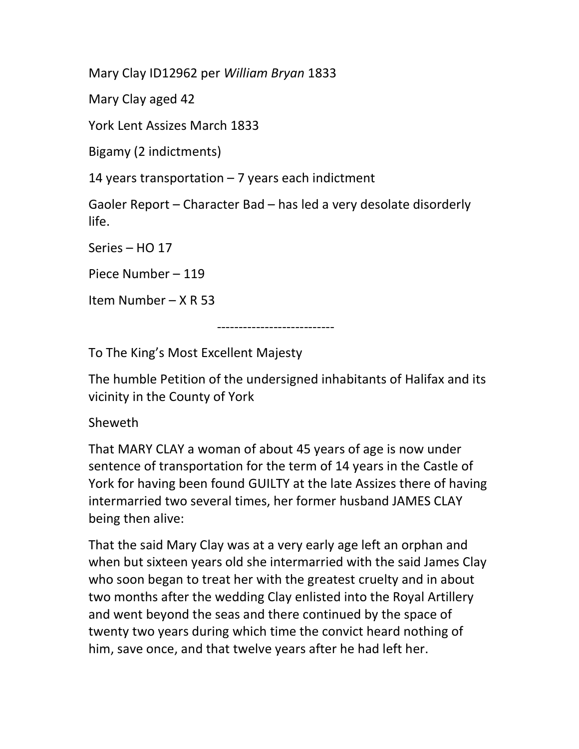Mary Clay ID12962 per *William Bryan* 1833

Mary Clay aged 42

York Lent Assizes March 1833

Bigamy (2 indictments)

14 years transportation – 7 years each indictment

Gaoler Report – Character Bad – has led a very desolate disorderly life.

Series – HO 17

Piece Number – 119

Item Number – X R 53

---------------------------

To The King's Most Excellent Majesty

The humble Petition of the undersigned inhabitants of Halifax and its vicinity in the County of York

Sheweth

That MARY CLAY a woman of about 45 years of age is now under sentence of transportation for the term of 14 years in the Castle of York for having been found GUILTY at the late Assizes there of having intermarried two several times, her former husband JAMES CLAY being then alive:

That the said Mary Clay was at a very early age left an orphan and when but sixteen years old she intermarried with the said James Clay who soon began to treat her with the greatest cruelty and in about two months after the wedding Clay enlisted into the Royal Artillery and went beyond the seas and there continued by the space of twenty two years during which time the convict heard nothing of him, save once, and that twelve years after he had left her.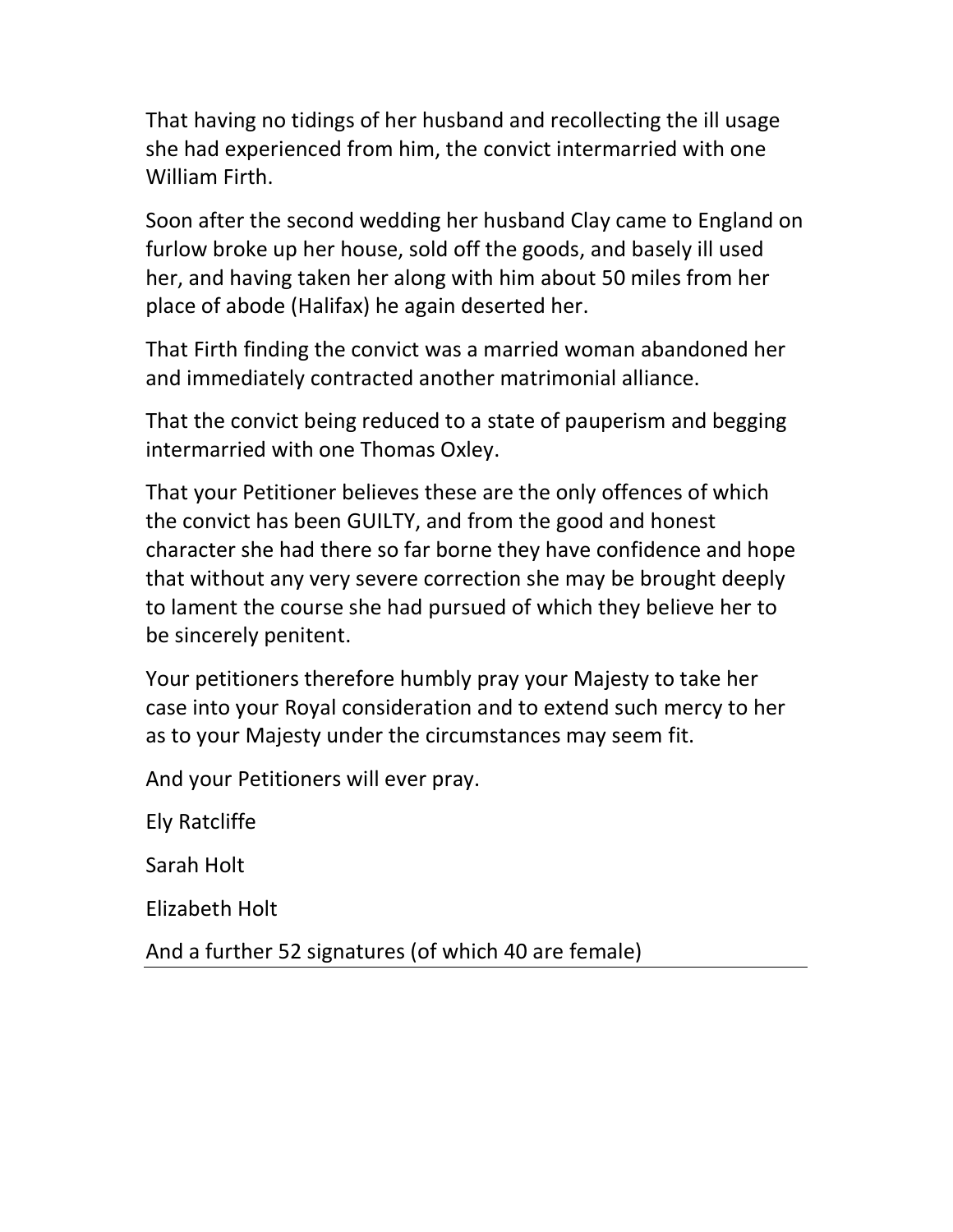That having no tidings of her husband and recollecting the ill usage she had experienced from him, the convict intermarried with one William Firth.

Soon after the second wedding her husband Clay came to England on furlow broke up her house, sold off the goods, and basely ill used her, and having taken her along with him about 50 miles from her place of abode (Halifax) he again deserted her.

That Firth finding the convict was a married woman abandoned her and immediately contracted another matrimonial alliance.

That the convict being reduced to a state of pauperism and begging intermarried with one Thomas Oxley.

That your Petitioner believes these are the only offences of which the convict has been GUILTY, and from the good and honest character she had there so far borne they have confidence and hope that without any very severe correction she may be brought deeply to lament the course she had pursued of which they believe her to be sincerely penitent.

Your petitioners therefore humbly pray your Majesty to take her case into your Royal consideration and to extend such mercy to her as to your Majesty under the circumstances may seem fit.

And your Petitioners will ever pray.

Ely Ratcliffe

Sarah Holt

Elizabeth Holt

And a further 52 signatures (of which 40 are female)

---